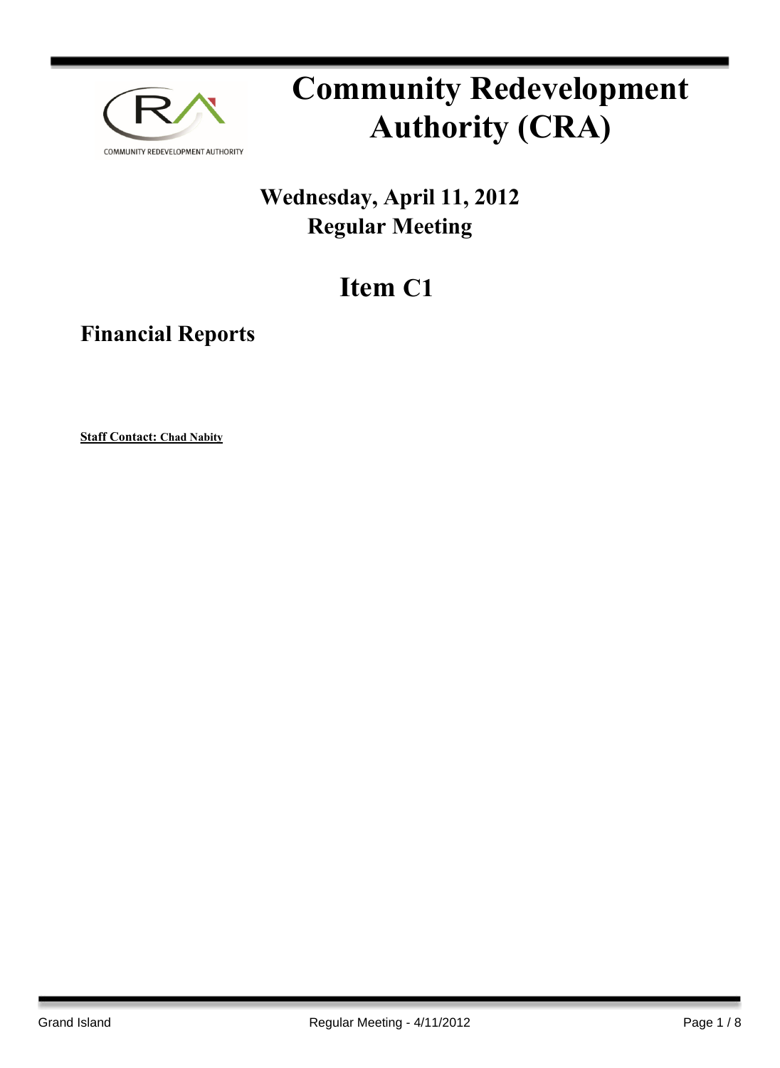# Community Redevelopment Authority (CRA)

**Wednesday, April 11, 2012**
**Regular Meeting**

## Item C1

### Financial Reports

**Staff Contact: Chad Nabity**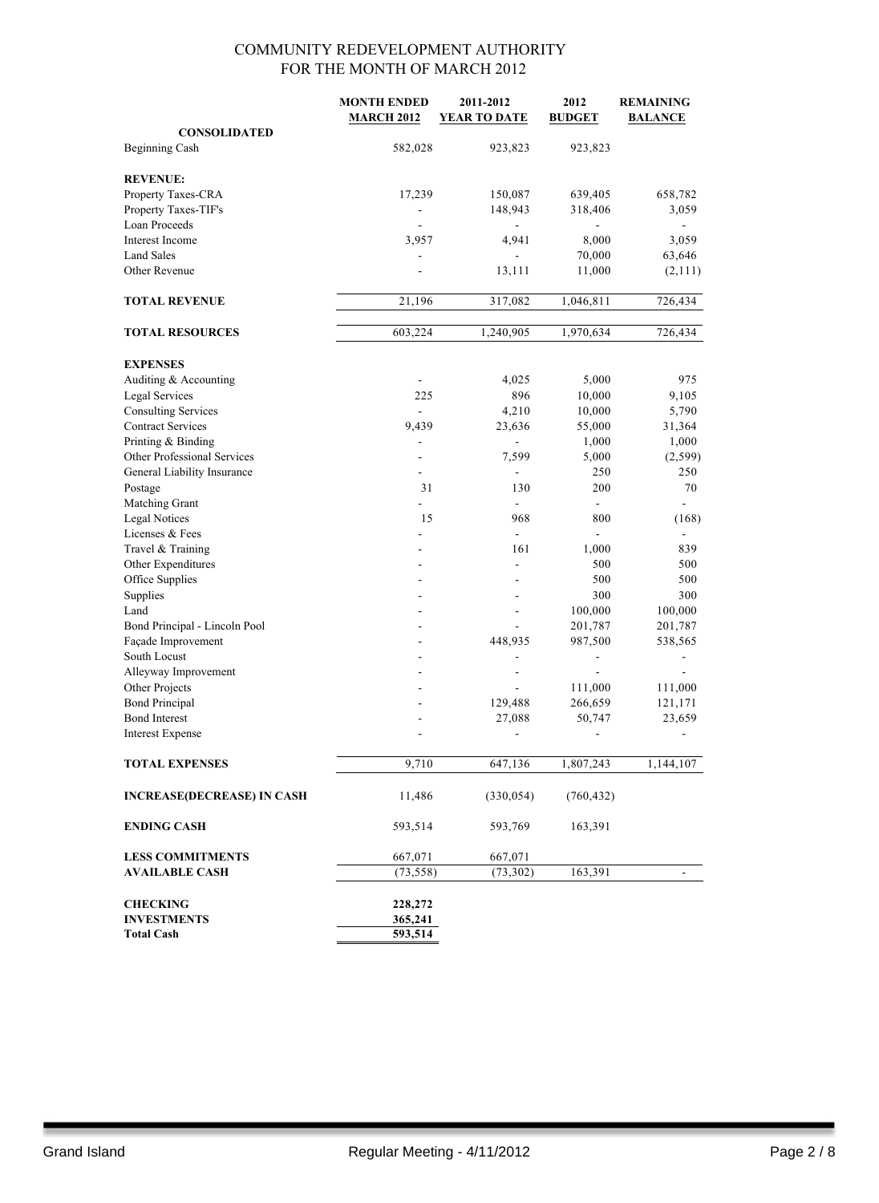# COMMUNITY REDEVELOPMENT AUTHORITY
## FOR THE MONTH OF MARCH 2012

| | MONTH ENDED MARCH 2012 | 2011-2012 YEAR TO DATE | 2012 BUDGET | REMAINING BALANCE |
|---|---|---|---|---|
| **CONSOLIDATED** | | | | |
| Beginning Cash | 582,028 | 923,823 | 923,823 | |
| | | | | |
| **REVENUE:** | | | | |
| Property Taxes-CRA | 17,239 | 150,087 | 639,405 | 658,782 |
| Property Taxes-TIF's | - | 148,943 | 318,406 | 3,059 |
| Loan Proceeds | - | - | - | - |
| Interest Income | 3,957 | 4,941 | 8,000 | 3,059 |
| Land Sales | - | - | 70,000 | 63,646 |
| Other Revenue | - | 13,111 | 11,000 | (2,111) |
| | | | | |
| **TOTAL REVENUE** | 21,196 | 317,082 | 1,046,811 | 726,434 |
| | | | | |
| **TOTAL RESOURCES** | 603,224 | 1,240,905 | 1,970,634 | 726,434 |
| | | | | |
| **EXPENSES** | | | | |
| Auditing & Accounting | - | 4,025 | 5,000 | 975 |
| Legal Services | 225 | 896 | 10,000 | 9,105 |
| Consulting Services | - | 4,210 | 10,000 | 5,790 |
| Contract Services | 9,439 | 23,636 | 55,000 | 31,364 |
| Printing & Binding | - | - | 1,000 | 1,000 |
| Other Professional Services | - | 7,599 | 5,000 | (2,599) |
| General Liability Insurance | - | - | 250 | 250 |
| Postage | 31 | 130 | 200 | 70 |
| Matching Grant | - | - | - | - |
| Legal Notices | 15 | 968 | 800 | (168) |
| Licenses & Fees | - | - | - | - |
| Travel & Training | - | 161 | 1,000 | 839 |
| Other Expenditures | - | - | 500 | 500 |
| Office Supplies | - | - | 500 | 500 |
| Supplies | - | - | 300 | 300 |
| Land | - | - | 100,000 | 100,000 |
| Bond Principal - Lincoln Pool | - | - | 201,787 | 201,787 |
| Façade Improvement | - | 448,935 | 987,500 | 538,565 |
| South Locust | - | - | - | - |
| Alleyway Improvement | - | - | - | - |
| Other Projects | - | - | 111,000 | 111,000 |
| Bond Principal | - | 129,488 | 266,659 | 121,171 |
| Bond Interest | - | 27,088 | 50,747 | 23,659 |
| Interest Expense | - | - | - | - |
| | | | | |
| **TOTAL EXPENSES** | 9,710 | 647,136 | 1,807,243 | 1,144,107 |
| | | | | |
| **INCREASE(DECREASE) IN CASH** | 11,486 | (330,054) | (760,432) | |
| | | | | |
| **ENDING CASH** | 593,514 | 593,769 | 163,391 | |
| | | | | |
| **LESS COMMITMENTS** | 667,071 | 667,071 | | |
| **AVAILABLE CASH** | (73,558) | (73,302) | 163,391 | - |
| | | | | |
| **CHECKING** | **228,272** | | | |
| **INVESTMENTS** | **365,241** | | | |
| **Total Cash** | **593,514** | | | |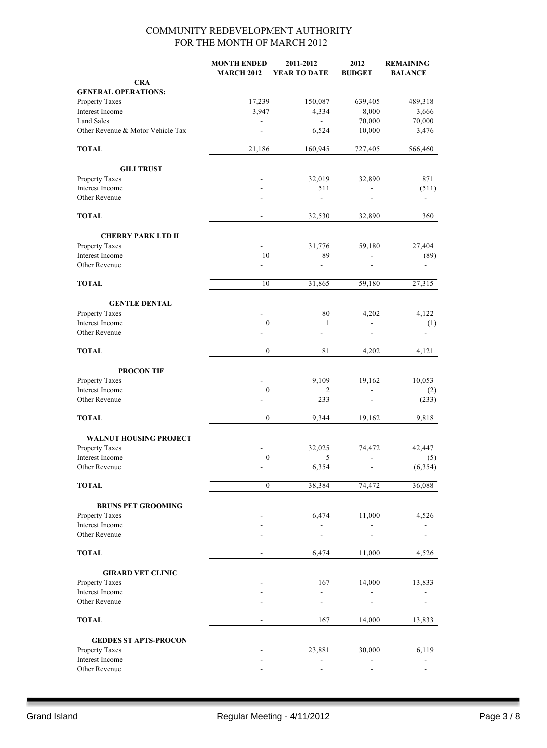# COMMUNITY REDEVELOPMENT AUTHORITY
## FOR THE MONTH OF MARCH 2012

| | MONTH ENDED MARCH 2012 | 2011-2012 YEAR TO DATE | 2012 BUDGET | REMAINING BALANCE |
|---|---|---|---|---|
| **CRA** | | | | |
| **GENERAL OPERATIONS:** | | | | |
| Property Taxes | 17,239 | 150,087 | 639,405 | 489,318 |
| Interest Income | 3,947 | 4,334 | 8,000 | 3,666 |
| Land Sales | - | - | 70,000 | 70,000 |
| Other Revenue & Motor Vehicle Tax | - | 6,524 | 10,000 | 3,476 |
| **TOTAL** | 21,186 | 160,945 | 727,405 | 566,460 |
| **GILI TRUST** | | | | |
| Property Taxes | - | 32,019 | 32,890 | 871 |
| Interest Income | - | 511 | - | (511) |
| Other Revenue | - | - | - | - |
| **TOTAL** | - | 32,530 | 32,890 | 360 |
| **CHERRY PARK LTD II** | | | | |
| Property Taxes | - | 31,776 | 59,180 | 27,404 |
| Interest Income | 10 | 89 | - | (89) |
| Other Revenue | - | - | - | - |
| **TOTAL** | 10 | 31,865 | 59,180 | 27,315 |
| **GENTLE DENTAL** | | | | |
| Property Taxes | - | 80 | 4,202 | 4,122 |
| Interest Income | 0 | 1 | - | (1) |
| Other Revenue | - | - | - | - |
| **TOTAL** | 0 | 81 | 4,202 | 4,121 |
| **PROCON TIF** | | | | |
| Property Taxes | - | 9,109 | 19,162 | 10,053 |
| Interest Income | 0 | 2 | - | (2) |
| Other Revenue | - | 233 | - | (233) |
| **TOTAL** | 0 | 9,344 | 19,162 | 9,818 |
| **WALNUT HOUSING PROJECT** | | | | |
| Property Taxes | - | 32,025 | 74,472 | 42,447 |
| Interest Income | 0 | 5 | - | (5) |
| Other Revenue | - | 6,354 | - | (6,354) |
| **TOTAL** | 0 | 38,384 | 74,472 | 36,088 |
| **BRUNS PET GROOMING** | | | | |
| Property Taxes | - | 6,474 | 11,000 | 4,526 |
| Interest Income | - | - | - | - |
| Other Revenue | - | - | - | - |
| **TOTAL** | - | 6,474 | 11,000 | 4,526 |
| **GIRARD VET CLINIC** | | | | |
| Property Taxes | - | 167 | 14,000 | 13,833 |
| Interest Income | - | - | - | - |
| Other Revenue | - | - | - | - |
| **TOTAL** | - | 167 | 14,000 | 13,833 |
| **GEDDES ST APTS-PROCON** | | | | |
| Property Taxes | - | 23,881 | 30,000 | 6,119 |
| Interest Income | - | - | - | - |
| Other Revenue | - | - | - | - |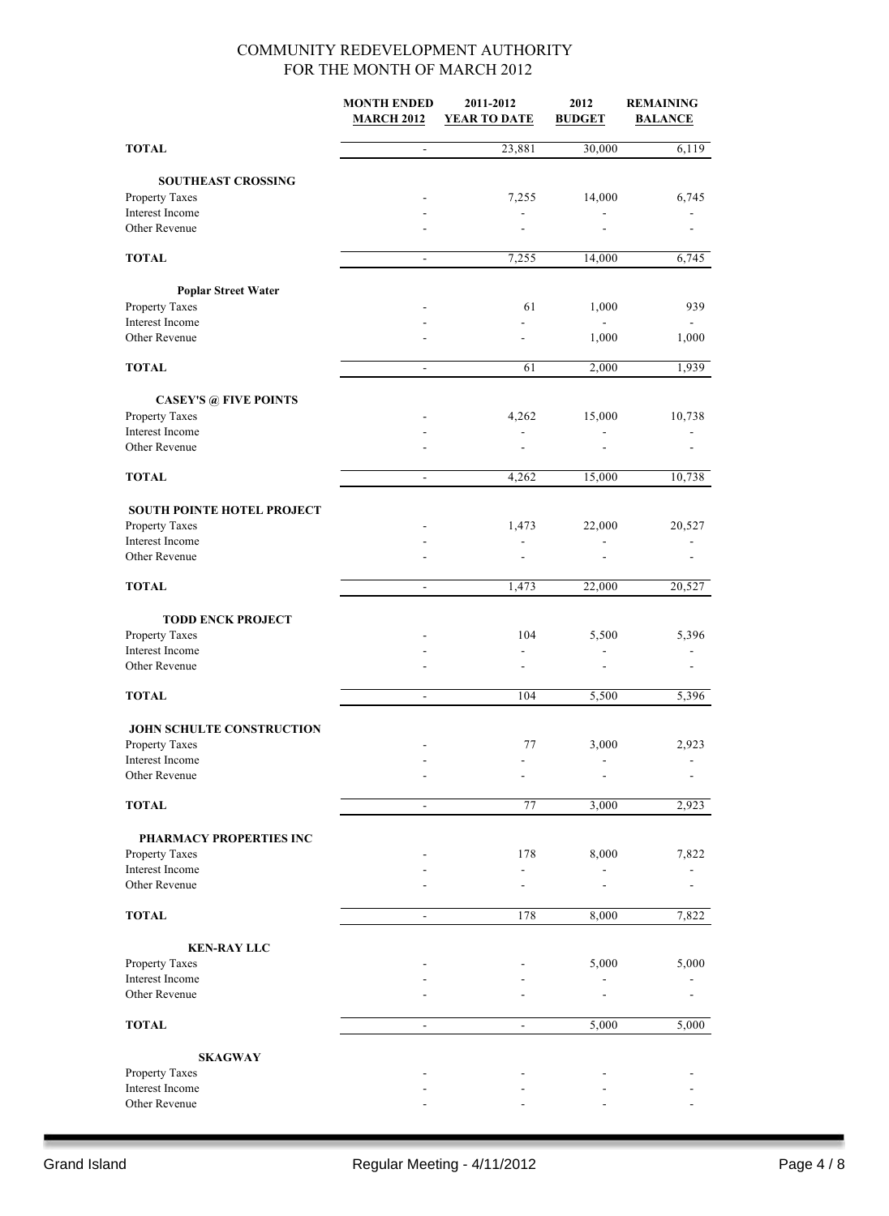COMMUNITY REDEVELOPMENT AUTHORITY
FOR THE MONTH OF MARCH 2012

| | MONTH ENDED MARCH 2012 | 2011-2012 YEAR TO DATE | 2012 BUDGET | REMAINING BALANCE |
|---|---|---|---|---|
| **TOTAL** | - | 23,881 | 30,000 | 6,119 |
| **SOUTHEAST CROSSING** | | | | |
| Property Taxes | - | 7,255 | 14,000 | 6,745 |
| Interest Income | - | - | - | - |
| Other Revenue | - | - | - | - |
| **TOTAL** | - | 7,255 | 14,000 | 6,745 |
| **Poplar Street Water** | | | | |
| Property Taxes | - | 61 | 1,000 | 939 |
| Interest Income | - | - | - | - |
| Other Revenue | - | - | 1,000 | 1,000 |
| **TOTAL** | - | 61 | 2,000 | 1,939 |
| **CASEY'S @ FIVE POINTS** | | | | |
| Property Taxes | - | 4,262 | 15,000 | 10,738 |
| Interest Income | - | - | - | - |
| Other Revenue | - | - | - | - |
| **TOTAL** | - | 4,262 | 15,000 | 10,738 |
| **SOUTH POINTE HOTEL PROJECT** | | | | |
| Property Taxes | - | 1,473 | 22,000 | 20,527 |
| Interest Income | - | - | - | - |
| Other Revenue | - | - | - | - |
| **TOTAL** | - | 1,473 | 22,000 | 20,527 |
| **TODD ENCK PROJECT** | | | | |
| Property Taxes | - | 104 | 5,500 | 5,396 |
| Interest Income | - | - | - | - |
| Other Revenue | - | - | - | - |
| **TOTAL** | - | 104 | 5,500 | 5,396 |
| **JOHN SCHULTE CONSTRUCTION** | | | | |
| Property Taxes | - | 77 | 3,000 | 2,923 |
| Interest Income | - | - | - | - |
| Other Revenue | - | - | - | - |
| **TOTAL** | - | 77 | 3,000 | 2,923 |
| **PHARMACY PROPERTIES INC** | | | | |
| Property Taxes | - | 178 | 8,000 | 7,822 |
| Interest Income | - | - | - | - |
| Other Revenue | - | - | - | - |
| **TOTAL** | - | 178 | 8,000 | 7,822 |
| **KEN-RAY LLC** | | | | |
| Property Taxes | - | - | 5,000 | 5,000 |
| Interest Income | - | - | - | - |
| Other Revenue | - | - | - | - |
| **TOTAL** | - | - | 5,000 | 5,000 |
| **SKAGWAY** | | | | |
| Property Taxes | - | - | - | - |
| Interest Income | - | - | - | - |
| Other Revenue | - | - | - | - |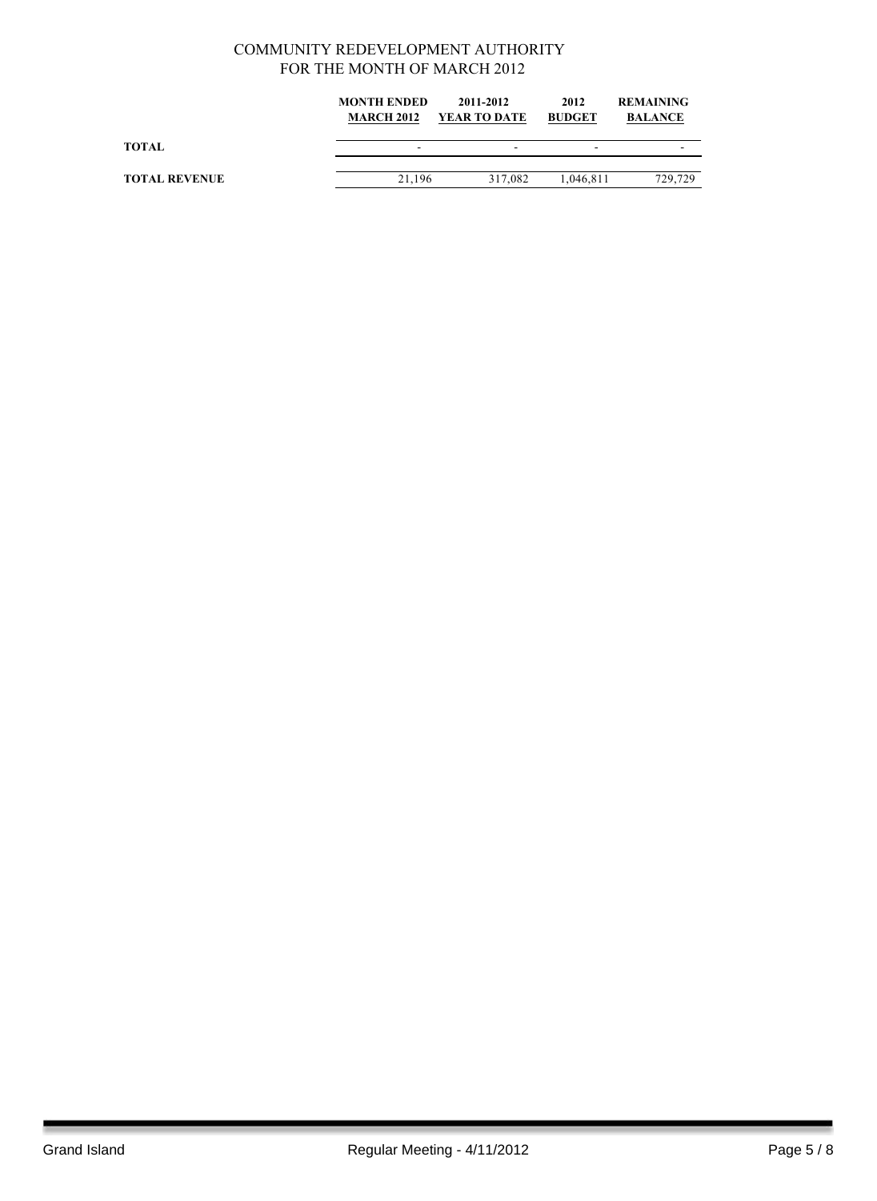COMMUNITY REDEVELOPMENT AUTHORITY
FOR THE MONTH OF MARCH 2012

| | MONTH ENDED MARCH 2012 | 2011-2012 YEAR TO DATE | 2012 BUDGET | REMAINING BALANCE |
|---|---|---|---|---|
| **TOTAL** | - | - | - | - |
| **TOTAL REVENUE** | 21,196 | 317,082 | 1,046,811 | 729,729 |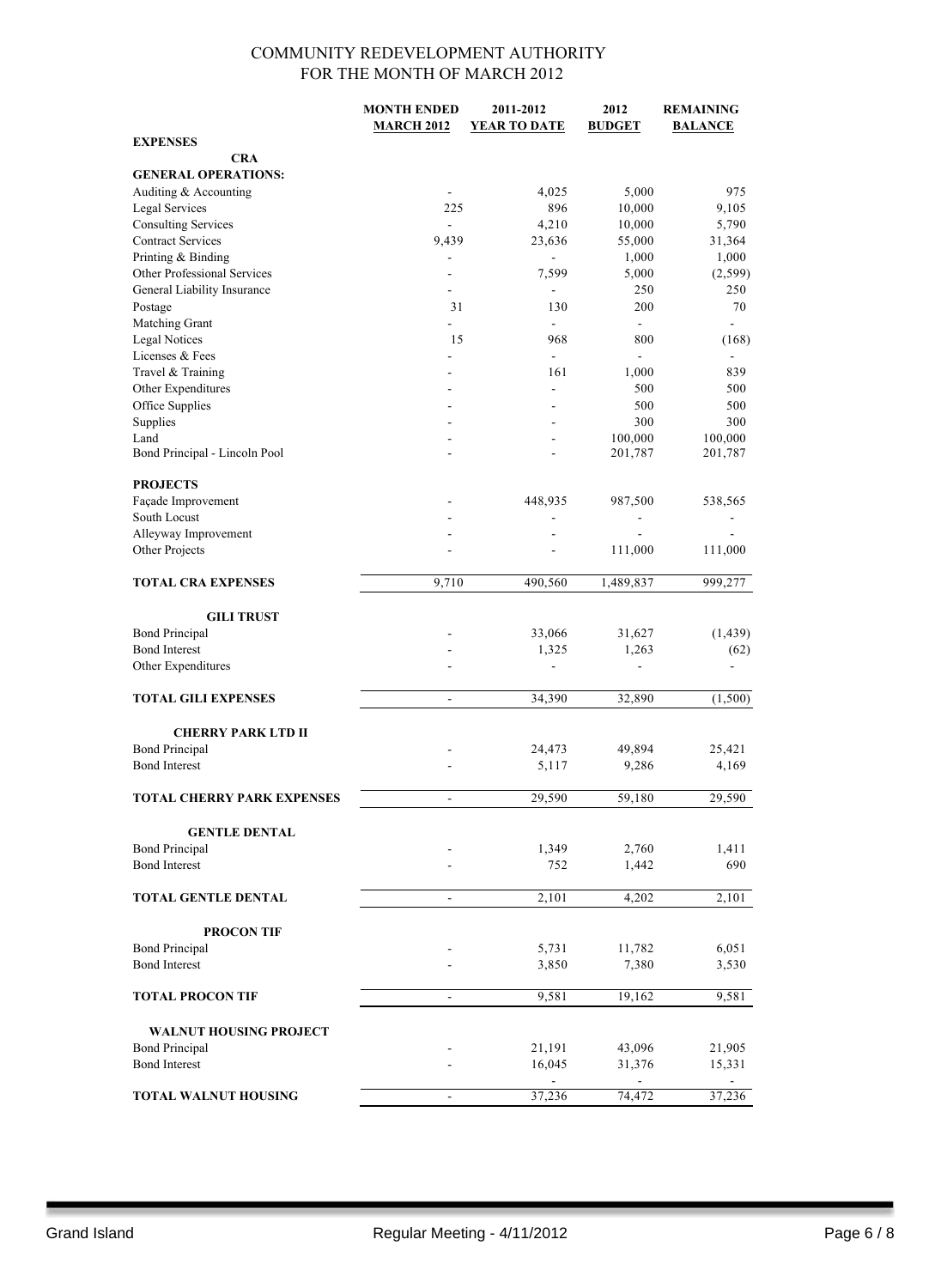# COMMUNITY REDEVELOPMENT AUTHORITY
## FOR THE MONTH OF MARCH 2012

| | MONTH ENDED MARCH 2012 | 2011-2012 YEAR TO DATE | 2012 BUDGET | REMAINING BALANCE |
|---|---|---|---|---|
| **EXPENSES** | | | | |
| **CRA** | | | | |
| **GENERAL OPERATIONS:** | | | | |
| Auditing & Accounting | - | 4,025 | 5,000 | 975 |
| Legal Services | 225 | 896 | 10,000 | 9,105 |
| Consulting Services | - | 4,210 | 10,000 | 5,790 |
| Contract Services | 9,439 | 23,636 | 55,000 | 31,364 |
| Printing & Binding | - | - | 1,000 | 1,000 |
| Other Professional Services | - | 7,599 | 5,000 | (2,599) |
| General Liability Insurance | - | - | 250 | 250 |
| Postage | 31 | 130 | 200 | 70 |
| Matching Grant | - | - | - | - |
| Legal Notices | 15 | 968 | 800 | (168) |
| Licenses & Fees | - | - | - | - |
| Travel & Training | - | 161 | 1,000 | 839 |
| Other Expenditures | - | - | 500 | 500 |
| Office Supplies | - | - | 500 | 500 |
| Supplies | - | - | 300 | 300 |
| Land | - | - | 100,000 | 100,000 |
| Bond Principal - Lincoln Pool | - | - | 201,787 | 201,787 |
| **PROJECTS** | | | | |
| Façade Improvement | - | 448,935 | 987,500 | 538,565 |
| South Locust | - | - | - | - |
| Alleyway Improvement | - | - | - | - |
| Other Projects | - | - | 111,000 | 111,000 |
| **TOTAL CRA EXPENSES** | 9,710 | 490,560 | 1,489,837 | 999,277 |
| **GILI TRUST** | | | | |
| Bond Principal | - | 33,066 | 31,627 | (1,439) |
| Bond Interest | - | 1,325 | 1,263 | (62) |
| Other Expenditures | - | - | - | - |
| **TOTAL GILI EXPENSES** | - | 34,390 | 32,890 | (1,500) |
| **CHERRY PARK LTD II** | | | | |
| Bond Principal | - | 24,473 | 49,894 | 25,421 |
| Bond Interest | - | 5,117 | 9,286 | 4,169 |
| **TOTAL CHERRY PARK EXPENSES** | - | 29,590 | 59,180 | 29,590 |
| **GENTLE DENTAL** | | | | |
| Bond Principal | - | 1,349 | 2,760 | 1,411 |
| Bond Interest | - | 752 | 1,442 | 690 |
| **TOTAL GENTLE DENTAL** | - | 2,101 | 4,202 | 2,101 |
| **PROCON TIF** | | | | |
| Bond Principal | - | 5,731 | 11,782 | 6,051 |
| Bond Interest | - | 3,850 | 7,380 | 3,530 |
| **TOTAL PROCON TIF** | - | 9,581 | 19,162 | 9,581 |
| **WALNUT HOUSING PROJECT** | | | | |
| Bond Principal | - | 21,191 | 43,096 | 21,905 |
| Bond Interest | - | 16,045 | 31,376 | 15,331 |
| | | - | - | - |
| **TOTAL WALNUT HOUSING** | - | 37,236 | 74,472 | 37,236 |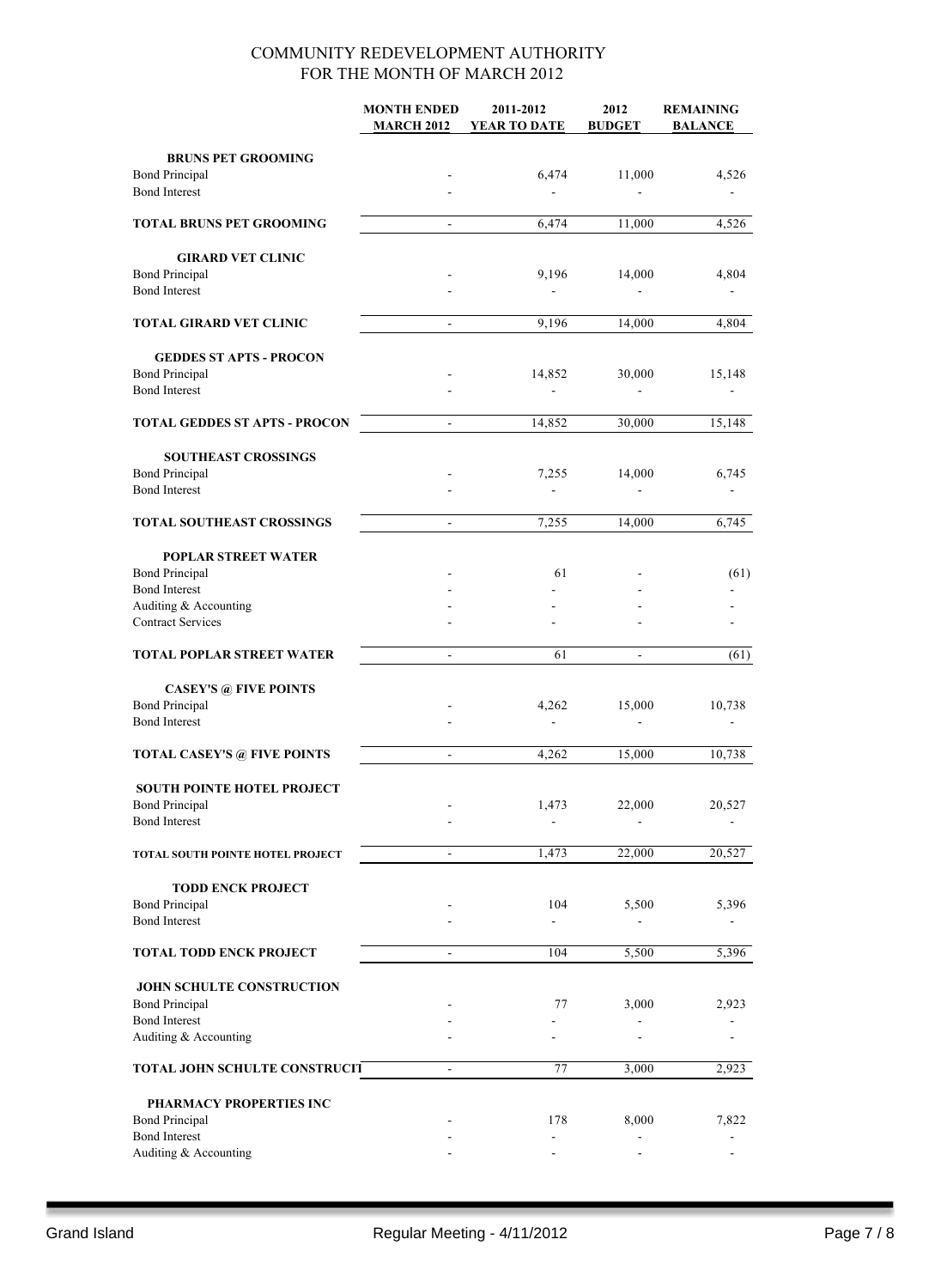# COMMUNITY REDEVELOPMENT AUTHORITY
## FOR THE MONTH OF MARCH 2012

| | MONTH ENDED MARCH 2012 | 2011-2012 YEAR TO DATE | 2012 BUDGET | REMAINING BALANCE |
|---|---|---|---|---|
| **BRUNS PET GROOMING** | | | | |
| Bond Principal | - | 6,474 | 11,000 | 4,526 |
| Bond Interest | - | - | - | - |
| **TOTAL BRUNS PET GROOMING** | - | 6,474 | 11,000 | 4,526 |
| **GIRARD VET CLINIC** | | | | |
| Bond Principal | - | 9,196 | 14,000 | 4,804 |
| Bond Interest | - | - | - | - |
| **TOTAL GIRARD VET CLINIC** | - | 9,196 | 14,000 | 4,804 |
| **GEDDES ST APTS - PROCON** | | | | |
| Bond Principal | - | 14,852 | 30,000 | 15,148 |
| Bond Interest | - | - | - | - |
| **TOTAL GEDDES ST APTS - PROCON** | - | 14,852 | 30,000 | 15,148 |
| **SOUTHEAST CROSSINGS** | | | | |
| Bond Principal | - | 7,255 | 14,000 | 6,745 |
| Bond Interest | - | - | - | - |
| **TOTAL SOUTHEAST CROSSINGS** | - | 7,255 | 14,000 | 6,745 |
| **POPLAR STREET WATER** | | | | |
| Bond Principal | - | 61 | - | (61) |
| Bond Interest | - | - | - | - |
| Auditing & Accounting | - | - | - | - |
| Contract Services | - | - | - | - |
| **TOTAL POPLAR STREET WATER** | - | 61 | - | (61) |
| **CASEY'S @ FIVE POINTS** | | | | |
| Bond Principal | - | 4,262 | 15,000 | 10,738 |
| Bond Interest | - | - | - | - |
| **TOTAL CASEY'S @ FIVE POINTS** | - | 4,262 | 15,000 | 10,738 |
| **SOUTH POINTE HOTEL PROJECT** | | | | |
| Bond Principal | - | 1,473 | 22,000 | 20,527 |
| Bond Interest | - | - | - | - |
| **TOTAL SOUTH POINTE HOTEL PROJECT** | - | 1,473 | 22,000 | 20,527 |
| **TODD ENCK PROJECT** | | | | |
| Bond Principal | - | 104 | 5,500 | 5,396 |
| Bond Interest | - | - | - | - |
| **TOTAL TODD ENCK PROJECT** | - | 104 | 5,500 | 5,396 |
| **JOHN SCHULTE CONSTRUCTION** | | | | |
| Bond Principal | - | 77 | 3,000 | 2,923 |
| Bond Interest | - | - | - | - |
| Auditing & Accounting | - | - | - | - |
| **TOTAL JOHN SCHULTE CONSTRUCTI** | - | 77 | 3,000 | 2,923 |
| **PHARMACY PROPERTIES INC** | | | | |
| Bond Principal | - | 178 | 8,000 | 7,822 |
| Bond Interest | - | - | - | - |
| Auditing & Accounting | - | - | - | - |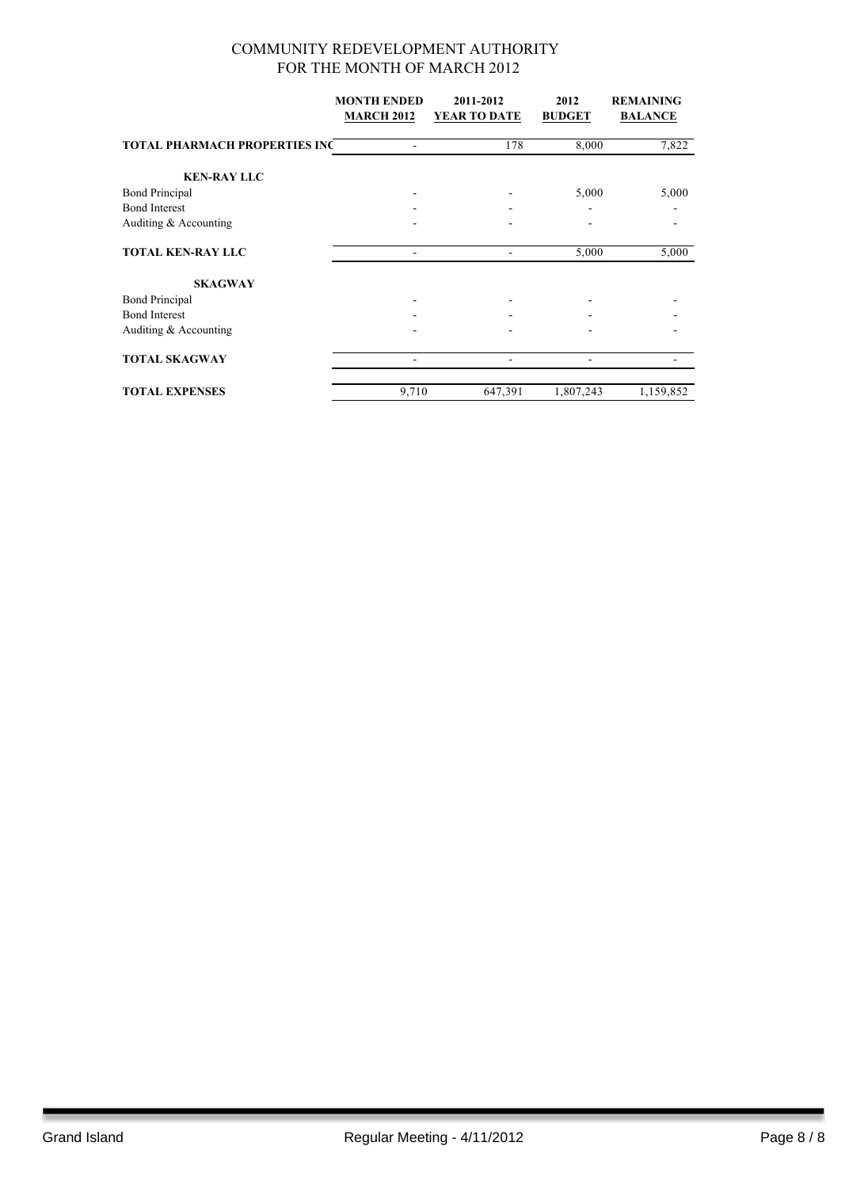COMMUNITY REDEVELOPMENT AUTHORITY
FOR THE MONTH OF MARCH 2012

| | MONTH ENDED MARCH 2012 | 2011-2012 YEAR TO DATE | 2012 BUDGET | REMAINING BALANCE |
|---|---|---|---|---|
| **TOTAL PHARMACH PROPERTIES INC** | - | 178 | 8,000 | 7,822 |
| **KEN-RAY LLC** | | | | |
| Bond Principal | - | - | 5,000 | 5,000 |
| Bond Interest | - | - | - | - |
| Auditing & Accounting | - | - | - | - |
| **TOTAL KEN-RAY LLC** | - | - | 5,000 | 5,000 |
| **SKAGWAY** | | | | |
| Bond Principal | - | - | - | - |
| Bond Interest | - | - | - | - |
| Auditing & Accounting | - | - | - | - |
| **TOTAL SKAGWAY** | - | - | - | - |
| **TOTAL EXPENSES** | 9,710 | 647,391 | 1,807,243 | 1,159,852 |